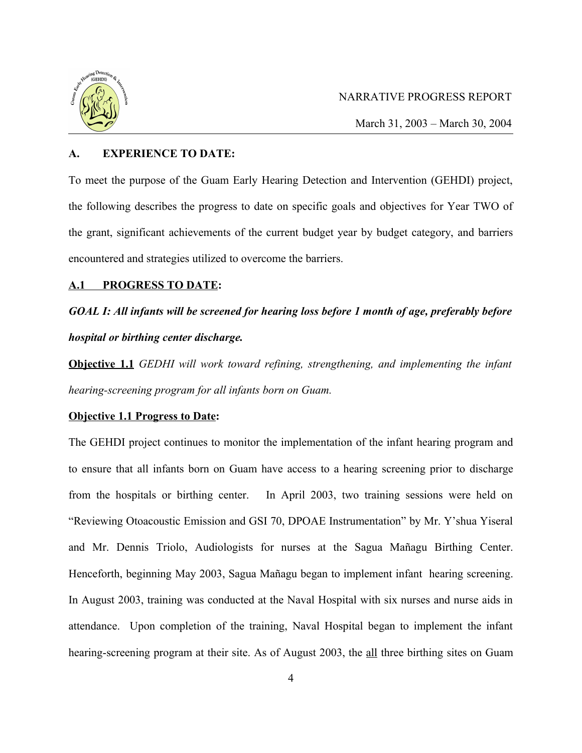NARRATIVE PROGRESS REPORT

March 31, 2003 – March 30, 2004

## A. EXPERIENCE TO DATE:

To meet the purpose of the Guam Early Hearing Detection and Intervention (GEHDI) project, the following describes the progress to date on specific goals and objectives for Year TWO of the grant, significant achievements of the current budget year by budget category, and barriers encountered and strategies utilized to overcome the barriers.

### A.1 PROGRESS TO DATE:

***GOAL I: All infants will be screened for hearing loss before 1 month of age, preferably before hospital or birthing center discharge.***

**Objective 1.1** *GEDHI will work toward refining, strengthening, and implementing the infant hearing-screening program for all infants born on Guam.*

**Objective 1.1 Progress to Date:**

The GEHDI project continues to monitor the implementation of the infant hearing program and to ensure that all infants born on Guam have access to a hearing screening prior to discharge from the hospitals or birthing center. In April 2003, two training sessions were held on "Reviewing Otoacoustic Emission and GSI 70, DPOAE Instrumentation" by Mr. Y'shua Yiseral and Mr. Dennis Triolo, Audiologists for nurses at the Sagua Mañagu Birthing Center. Henceforth, beginning May 2003, Sagua Mañagu began to implement infant hearing screening. In August 2003, training was conducted at the Naval Hospital with six nurses and nurse aids in attendance. Upon completion of the training, Naval Hospital began to implement the infant hearing-screening program at their site. As of August 2003, the all three birthing sites on Guam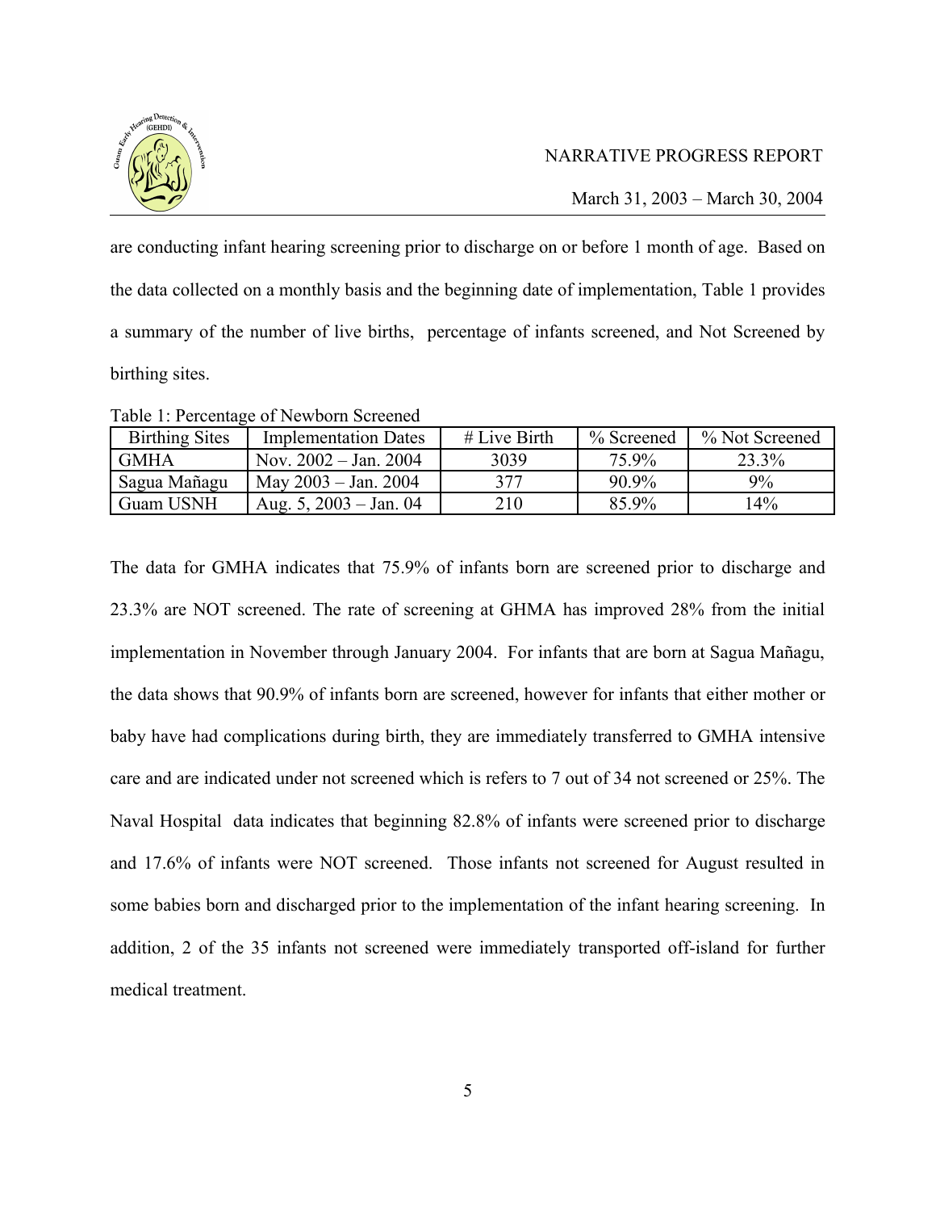are conducting infant hearing screening prior to discharge on or before 1 month of age. Based on the data collected on a monthly basis and the beginning date of implementation, Table 1 provides a summary of the number of live births, percentage of infants screened, and Not Screened by birthing sites.

Table 1: Percentage of Newborn Screened

| Birthing Sites | Implementation Dates | # Live Birth | % Screened | % Not Screened |
|---|---|---|---|---|
| GMHA | Nov. 2002 – Jan. 2004 | 3039 | 75.9% | 23.3% |
| Sagua Mañagu | May 2003 – Jan. 2004 | 377 | 90.9% | 9% |
| Guam USNH | Aug. 5, 2003 – Jan. 04 | 210 | 85.9% | 14% |

The data for GMHA indicates that 75.9% of infants born are screened prior to discharge and 23.3% are NOT screened. The rate of screening at GHMA has improved 28% from the initial implementation in November through January 2004. For infants that are born at Sagua Mañagu, the data shows that 90.9% of infants born are screened, however for infants that either mother or baby have had complications during birth, they are immediately transferred to GMHA intensive care and are indicated under not screened which is refers to 7 out of 34 not screened or 25%. The Naval Hospital data indicates that beginning 82.8% of infants were screened prior to discharge and 17.6% of infants were NOT screened. Those infants not screened for August resulted in some babies born and discharged prior to the implementation of the infant hearing screening. In addition, 2 of the 35 infants not screened were immediately transported off-island for further medical treatment.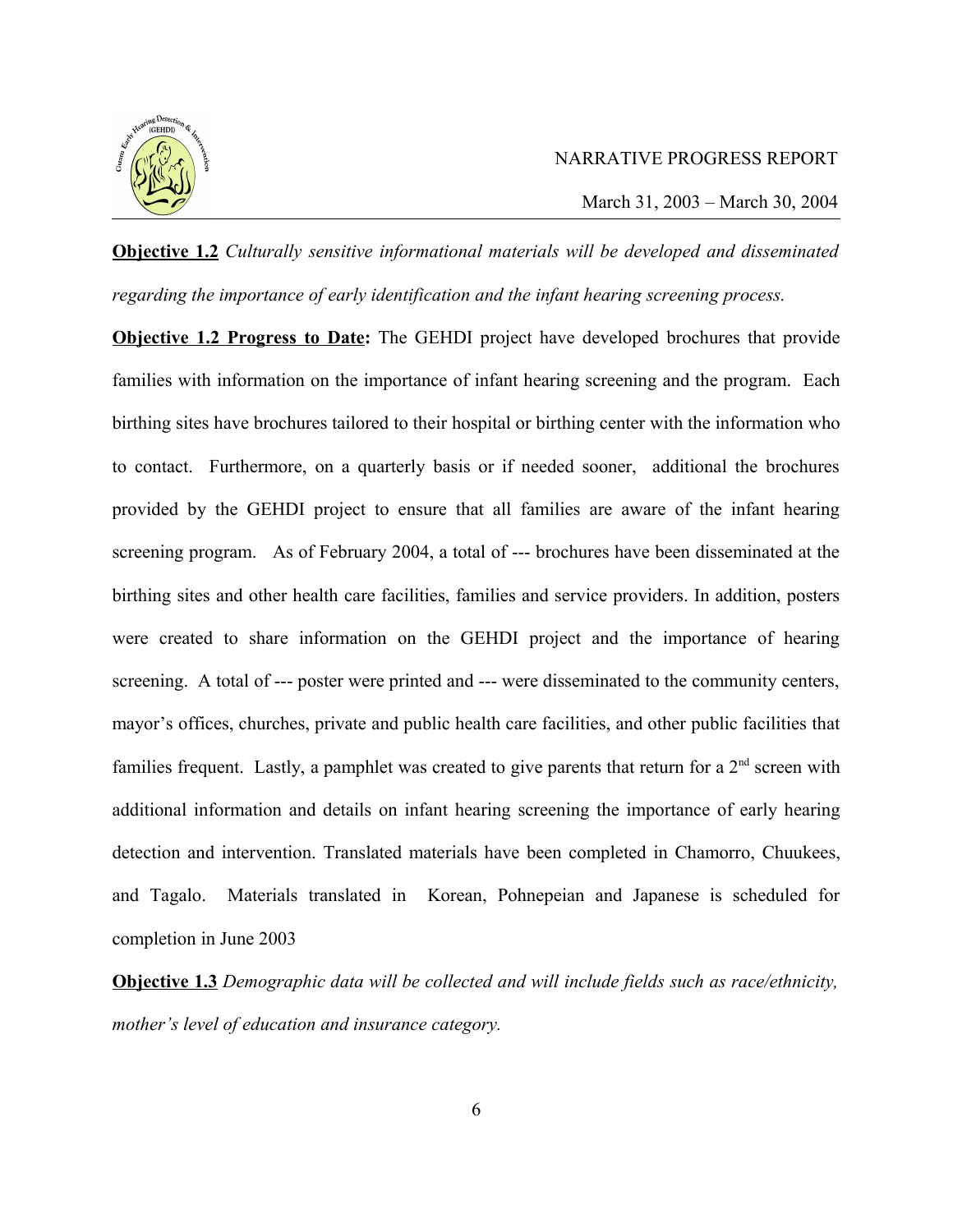**Objective 1.2** *Culturally sensitive informational materials will be developed and disseminated regarding the importance of early identification and the infant hearing screening process.*

**Objective 1.2 Progress to Date:** The GEHDI project have developed brochures that provide families with information on the importance of infant hearing screening and the program. Each birthing sites have brochures tailored to their hospital or birthing center with the information who to contact. Furthermore, on a quarterly basis or if needed sooner, additional the brochures provided by the GEHDI project to ensure that all families are aware of the infant hearing screening program. As of February 2004, a total of --- brochures have been disseminated at the birthing sites and other health care facilities, families and service providers. In addition, posters were created to share information on the GEHDI project and the importance of hearing screening. A total of --- poster were printed and --- were disseminated to the community centers, mayor's offices, churches, private and public health care facilities, and other public facilities that families frequent. Lastly, a pamphlet was created to give parents that return for a 2nd screen with additional information and details on infant hearing screening the importance of early hearing detection and intervention. Translated materials have been completed in Chamorro, Chuukees, and Tagalo. Materials translated in Korean, Pohnepeian and Japanese is scheduled for completion in June 2003

**Objective 1.3** *Demographic data will be collected and will include fields such as race/ethnicity, mother's level of education and insurance category.*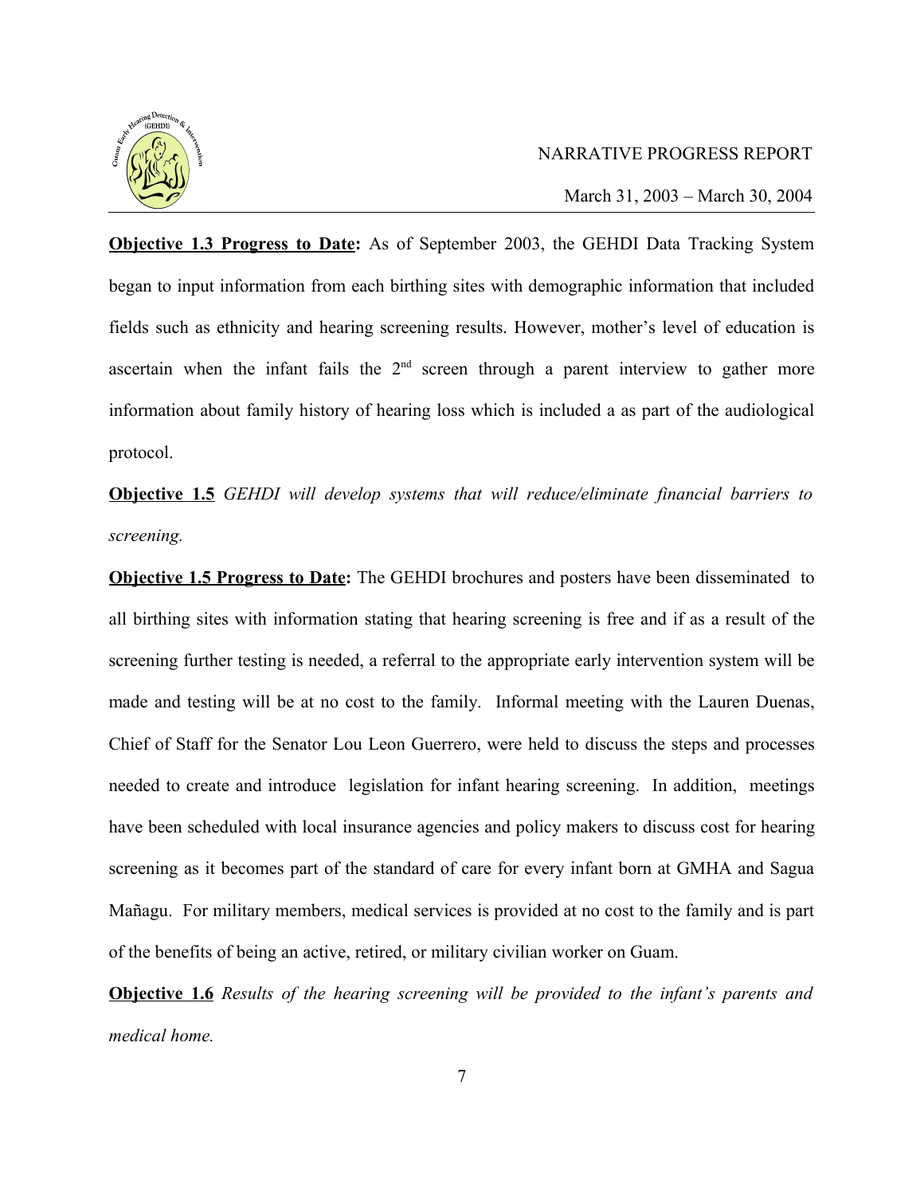**Objective 1.3 Progress to Date:** As of September 2003, the GEHDI Data Tracking System began to input information from each birthing sites with demographic information that included fields such as ethnicity and hearing screening results. However, mother's level of education is ascertain when the infant fails the 2nd screen through a parent interview to gather more information about family history of hearing loss which is included a as part of the audiological protocol.

**Objective 1.5** *GEHDI will develop systems that will reduce/eliminate financial barriers to screening.*

**Objective 1.5 Progress to Date:** The GEHDI brochures and posters have been disseminated to all birthing sites with information stating that hearing screening is free and if as a result of the screening further testing is needed, a referral to the appropriate early intervention system will be made and testing will be at no cost to the family. Informal meeting with the Lauren Duenas, Chief of Staff for the Senator Lou Leon Guerrero, were held to discuss the steps and processes needed to create and introduce legislation for infant hearing screening. In addition, meetings have been scheduled with local insurance agencies and policy makers to discuss cost for hearing screening as it becomes part of the standard of care for every infant born at GMHA and Sagua Mañagu. For military members, medical services is provided at no cost to the family and is part of the benefits of being an active, retired, or military civilian worker on Guam.

**Objective 1.6** *Results of the hearing screening will be provided to the infant's parents and medical home.*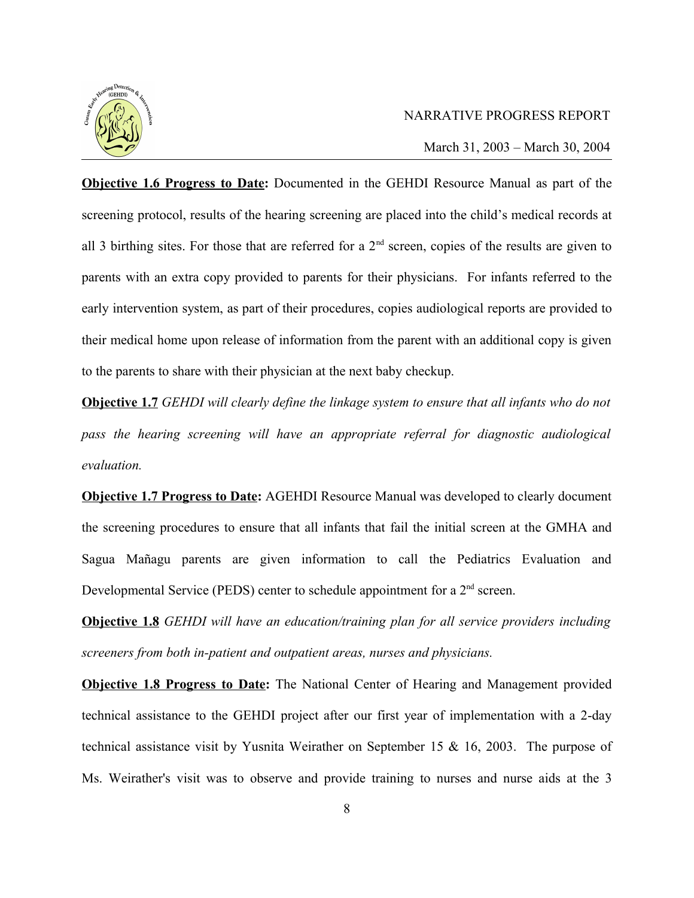**Objective 1.6 Progress to Date:** Documented in the GEHDI Resource Manual as part of the screening protocol, results of the hearing screening are placed into the child's medical records at all 3 birthing sites. For those that are referred for a 2nd screen, copies of the results are given to parents with an extra copy provided to parents for their physicians. For infants referred to the early intervention system, as part of their procedures, copies audiological reports are provided to their medical home upon release of information from the parent with an additional copy is given to the parents to share with their physician at the next baby checkup.

**Objective 1.7** *GEHDI will clearly define the linkage system to ensure that all infants who do not pass the hearing screening will have an appropriate referral for diagnostic audiological evaluation.*

**Objective 1.7 Progress to Date:** AGEHDI Resource Manual was developed to clearly document the screening procedures to ensure that all infants that fail the initial screen at the GMHA and Sagua Mañagu parents are given information to call the Pediatrics Evaluation and Developmental Service (PEDS) center to schedule appointment for a 2nd screen.

**Objective 1.8** *GEHDI will have an education/training plan for all service providers including screeners from both in-patient and outpatient areas, nurses and physicians.*

**Objective 1.8 Progress to Date:** The National Center of Hearing and Management provided technical assistance to the GEHDI project after our first year of implementation with a 2-day technical assistance visit by Yusnita Weirather on September 15 & 16, 2003. The purpose of Ms. Weirather's visit was to observe and provide training to nurses and nurse aids at the 3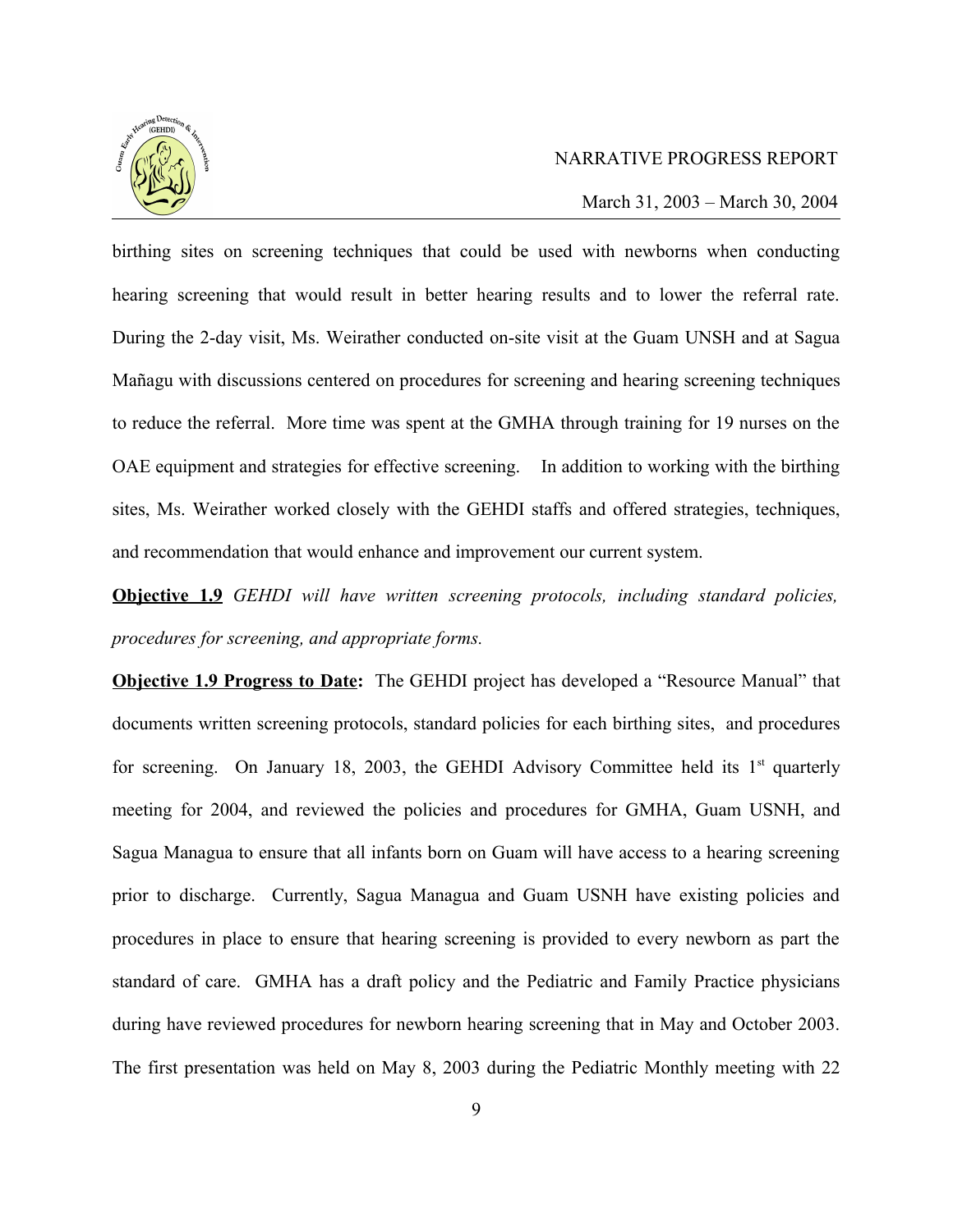birthing sites on screening techniques that could be used with newborns when conducting hearing screening that would result in better hearing results and to lower the referral rate. During the 2-day visit, Ms. Weirather conducted on-site visit at the Guam UNSH and at Sagua Mañagu with discussions centered on procedures for screening and hearing screening techniques to reduce the referral. More time was spent at the GMHA through training for 19 nurses on the OAE equipment and strategies for effective screening. In addition to working with the birthing sites, Ms. Weirather worked closely with the GEHDI staffs and offered strategies, techniques, and recommendation that would enhance and improvement our current system.

**Objective 1.9** *GEHDI will have written screening protocols, including standard policies, procedures for screening, and appropriate forms.*

**Objective 1.9 Progress to Date:** The GEHDI project has developed a "Resource Manual" that documents written screening protocols, standard policies for each birthing sites, and procedures for screening. On January 18, 2003, the GEHDI Advisory Committee held its 1st quarterly meeting for 2004, and reviewed the policies and procedures for GMHA, Guam USNH, and Sagua Managua to ensure that all infants born on Guam will have access to a hearing screening prior to discharge. Currently, Sagua Managua and Guam USNH have existing policies and procedures in place to ensure that hearing screening is provided to every newborn as part the standard of care. GMHA has a draft policy and the Pediatric and Family Practice physicians during have reviewed procedures for newborn hearing screening that in May and October 2003. The first presentation was held on May 8, 2003 during the Pediatric Monthly meeting with 22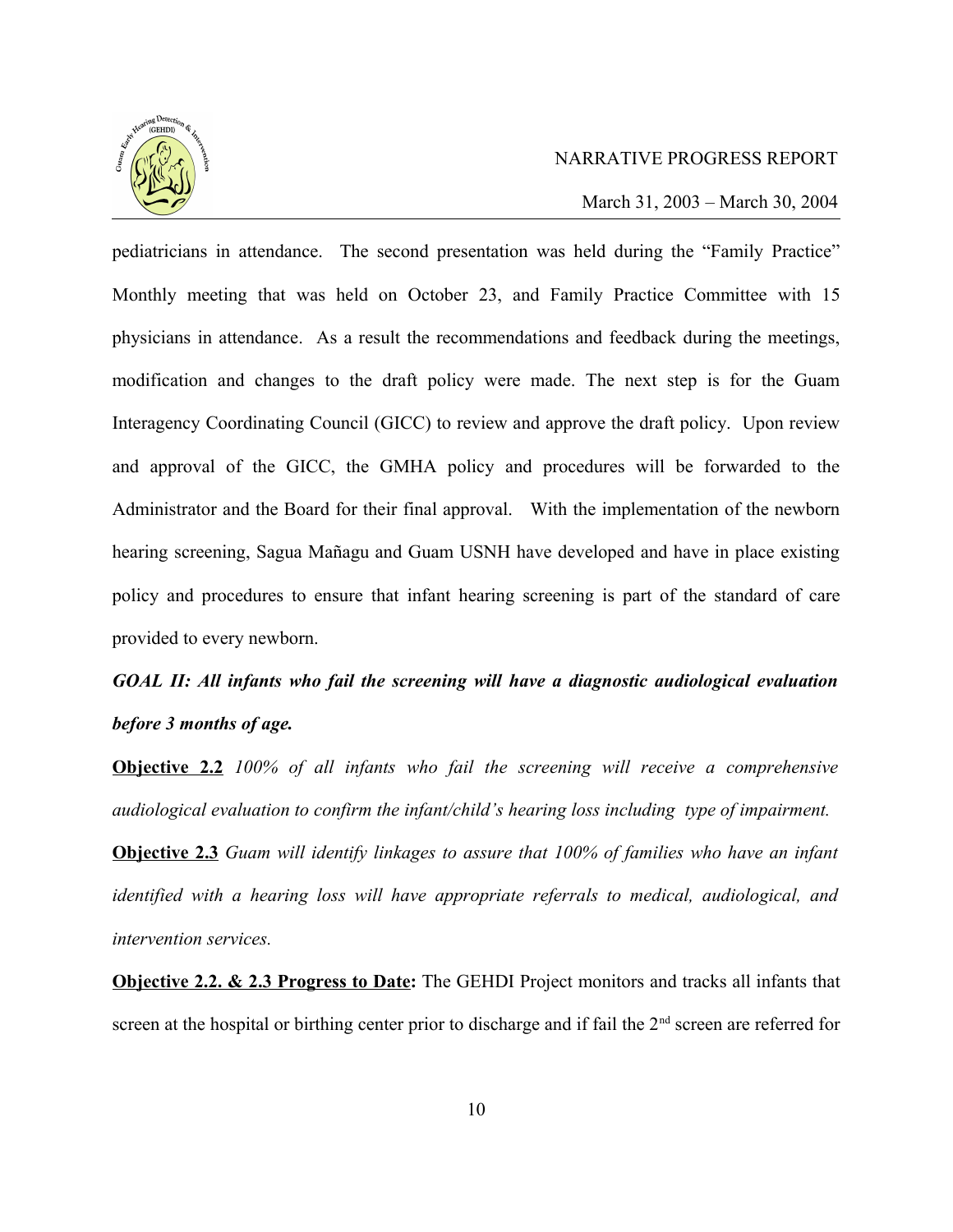pediatricians in attendance. The second presentation was held during the "Family Practice" Monthly meeting that was held on October 23, and Family Practice Committee with 15 physicians in attendance. As a result the recommendations and feedback during the meetings, modification and changes to the draft policy were made. The next step is for the Guam Interagency Coordinating Council (GICC) to review and approve the draft policy. Upon review and approval of the GICC, the GMHA policy and procedures will be forwarded to the Administrator and the Board for their final approval. With the implementation of the newborn hearing screening, Sagua Mañagu and Guam USNH have developed and have in place existing policy and procedures to ensure that infant hearing screening is part of the standard of care provided to every newborn.

***GOAL II: All infants who fail the screening will have a diagnostic audiological evaluation before 3 months of age.***

**Objective 2.2** *100% of all infants who fail the screening will receive a comprehensive audiological evaluation to confirm the infant/child's hearing loss including type of impairment.*

**Objective 2.3** *Guam will identify linkages to assure that 100% of families who have an infant identified with a hearing loss will have appropriate referrals to medical, audiological, and intervention services.*

**Objective 2.2. & 2.3 Progress to Date:** The GEHDI Project monitors and tracks all infants that screen at the hospital or birthing center prior to discharge and if fail the 2nd screen are referred for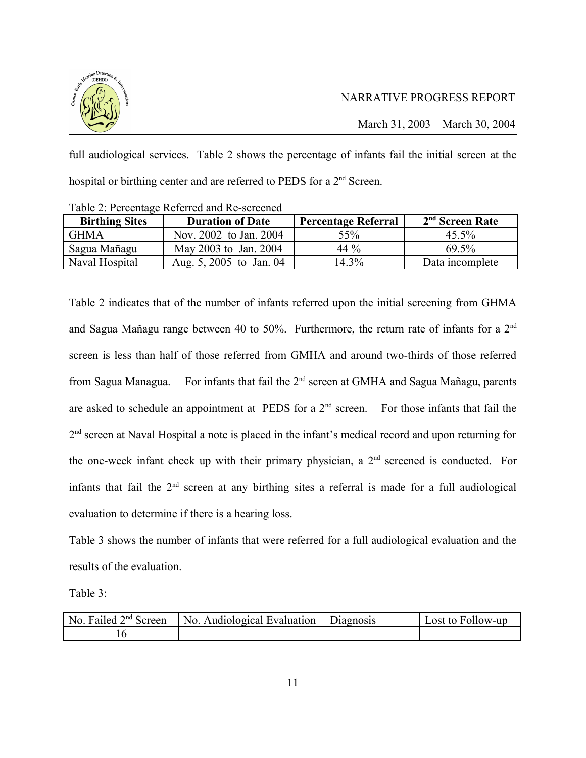full audiological services. Table 2 shows the percentage of infants fail the initial screen at the hospital or birthing center and are referred to PEDS for a 2nd Screen.

Table 2: Percentage Referred and Re-screened

| Birthing Sites | Duration of Date | Percentage Referral | 2nd Screen Rate |
|---|---|---|---|
| GHMA | Nov. 2002 to Jan. 2004 | 55% | 45.5% |
| Sagua Mañagu | May 2003 to Jan. 2004 | 44 % | 69.5% |
| Naval Hospital | Aug. 5, 2005 to Jan. 04 | 14.3% | Data incomplete |

Table 2 indicates that of the number of infants referred upon the initial screening from GHMA and Sagua Mañagu range between 40 to 50%. Furthermore, the return rate of infants for a 2nd screen is less than half of those referred from GMHA and around two-thirds of those referred from Sagua Managua. For infants that fail the 2nd screen at GMHA and Sagua Mañagu, parents are asked to schedule an appointment at PEDS for a 2nd screen. For those infants that fail the 2nd screen at Naval Hospital a note is placed in the infant's medical record and upon returning for the one-week infant check up with their primary physician, a 2nd screened is conducted. For infants that fail the 2nd screen at any birthing sites a referral is made for a full audiological evaluation to determine if there is a hearing loss.

Table 3 shows the number of infants that were referred for a full audiological evaluation and the results of the evaluation.

Table 3:

| No. Failed 2nd Screen | No. Audiological Evaluation | Diagnosis | Lost to Follow-up |
|---|---|---|---|
| 16 | | | |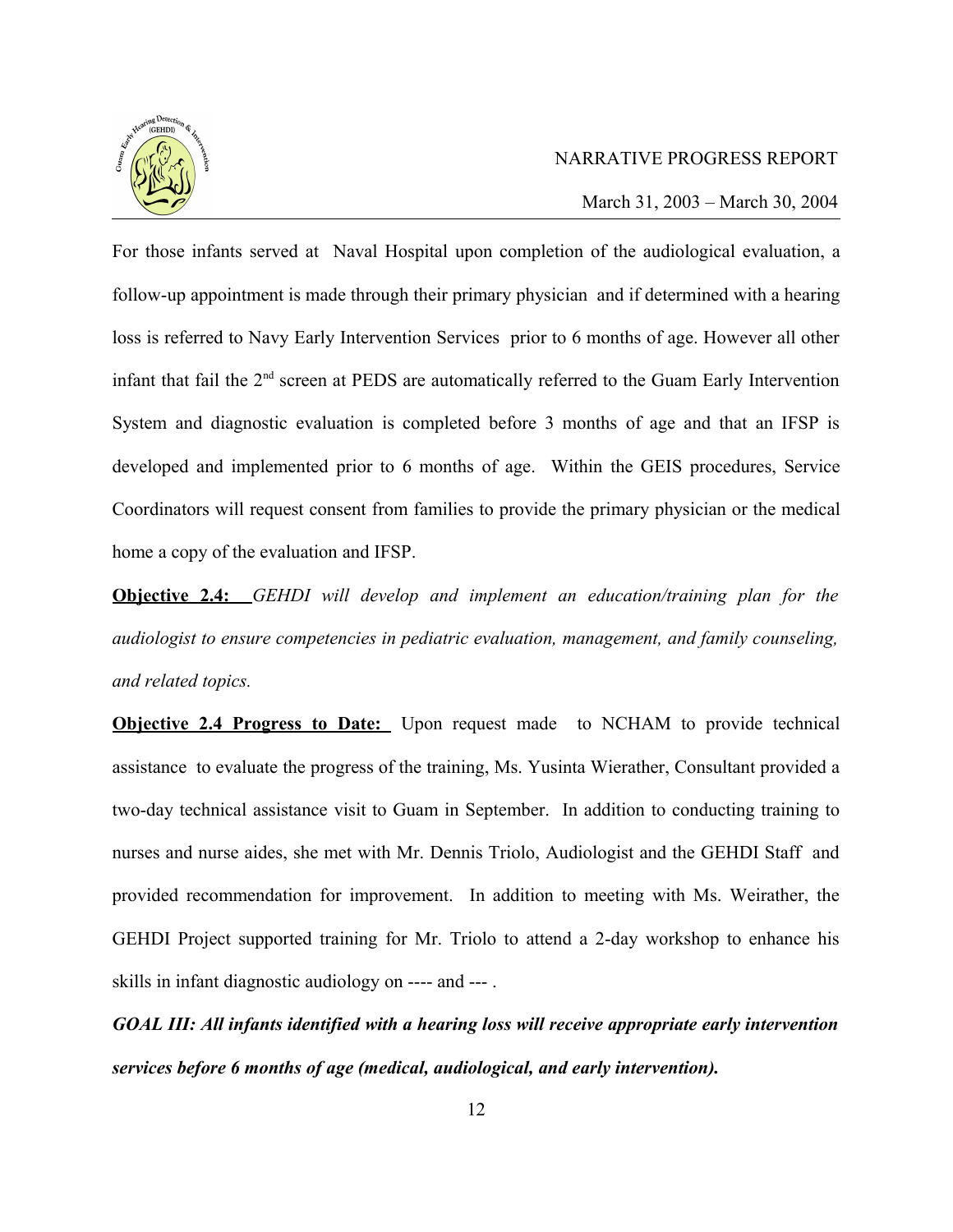For those infants served at Naval Hospital upon completion of the audiological evaluation, a follow-up appointment is made through their primary physician and if determined with a hearing loss is referred to Navy Early Intervention Services prior to 6 months of age. However all other infant that fail the 2nd screen at PEDS are automatically referred to the Guam Early Intervention System and diagnostic evaluation is completed before 3 months of age and that an IFSP is developed and implemented prior to 6 months of age. Within the GEIS procedures, Service Coordinators will request consent from families to provide the primary physician or the medical home a copy of the evaluation and IFSP.

**Objective 2.4:** *GEHDI will develop and implement an education/training plan for the audiologist to ensure competencies in pediatric evaluation, management, and family counseling, and related topics.*

**Objective 2.4 Progress to Date:** Upon request made to NCHAM to provide technical assistance to evaluate the progress of the training, Ms. Yusinta Wierather, Consultant provided a two-day technical assistance visit to Guam in September. In addition to conducting training to nurses and nurse aides, she met with Mr. Dennis Triolo, Audiologist and the GEHDI Staff and provided recommendation for improvement. In addition to meeting with Ms. Weirather, the GEHDI Project supported training for Mr. Triolo to attend a 2-day workshop to enhance his skills in infant diagnostic audiology on ---- and --- .

***GOAL III: All infants identified with a hearing loss will receive appropriate early intervention services before 6 months of age (medical, audiological, and early intervention).***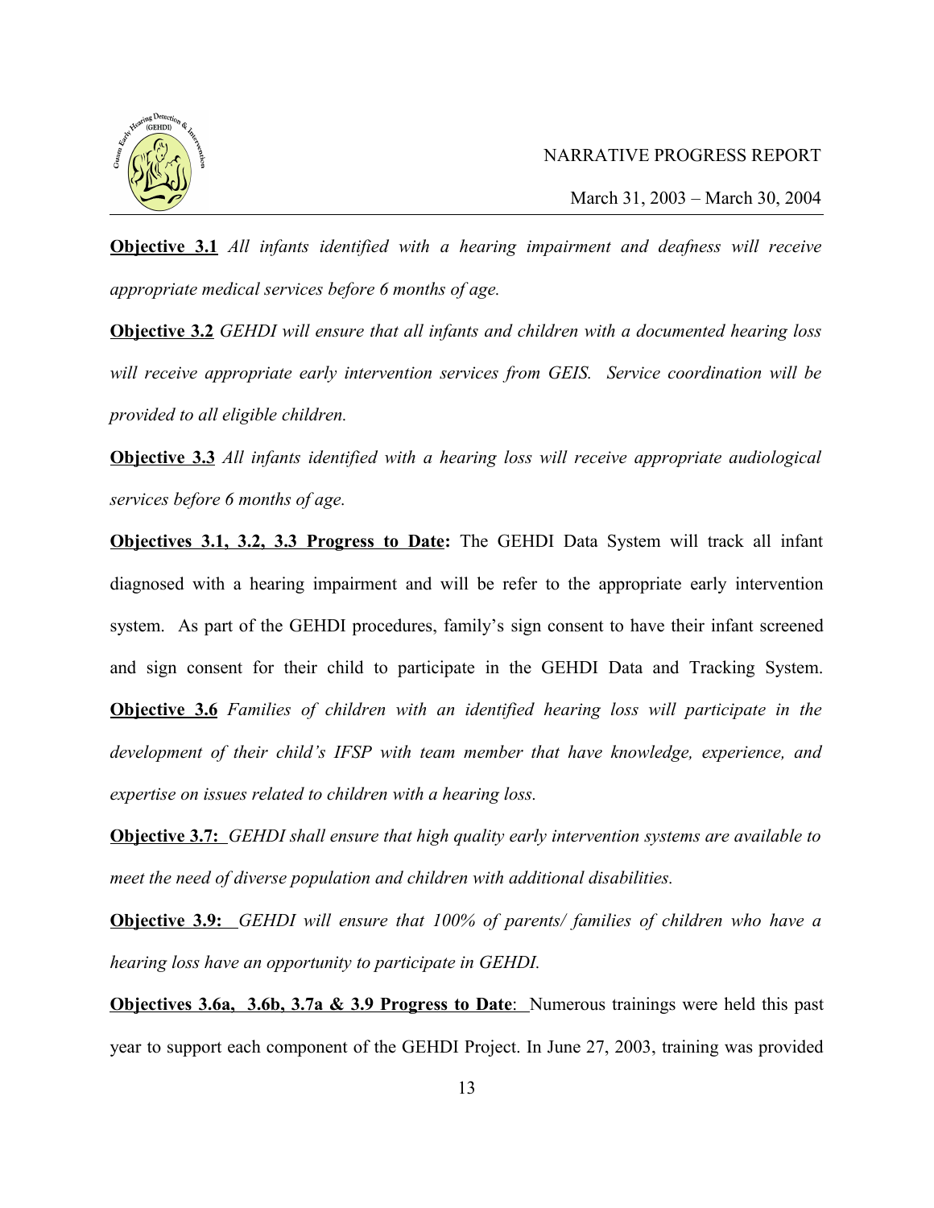**<u>Objective 3.1</u>** *All infants identified with a hearing impairment and deafness will receive appropriate medical services before 6 months of age.*

**<u>Objective 3.2</u>** *GEHDI will ensure that all infants and children with a documented hearing loss will receive appropriate early intervention services from GEIS. Service coordination will be provided to all eligible children.*

**<u>Objective 3.3</u>** *All infants identified with a hearing loss will receive appropriate audiological services before 6 months of age.*

**<u>Objectives 3.1, 3.2, 3.3 Progress to Date</u>:** The GEHDI Data System will track all infant diagnosed with a hearing impairment and will be refer to the appropriate early intervention system. As part of the GEHDI procedures, family's sign consent to have their infant screened and sign consent for their child to participate in the GEHDI Data and Tracking System.

**<u>Objective 3.6</u>** *Families of children with an identified hearing loss will participate in the development of their child's IFSP with team member that have knowledge, experience, and expertise on issues related to children with a hearing loss.*

**<u>Objective 3.7:</u>** *GEHDI shall ensure that high quality early intervention systems are available to meet the need of diverse population and children with additional disabilities.*

**<u>Objective 3.9:</u>** *GEHDI will ensure that 100% of parents/ families of children who have a hearing loss have an opportunity to participate in GEHDI.*

**<u>Objectives 3.6a, 3.6b, 3.7a & 3.9 Progress to Date</u>**: Numerous trainings were held this past year to support each component of the GEHDI Project. In June 27, 2003, training was provided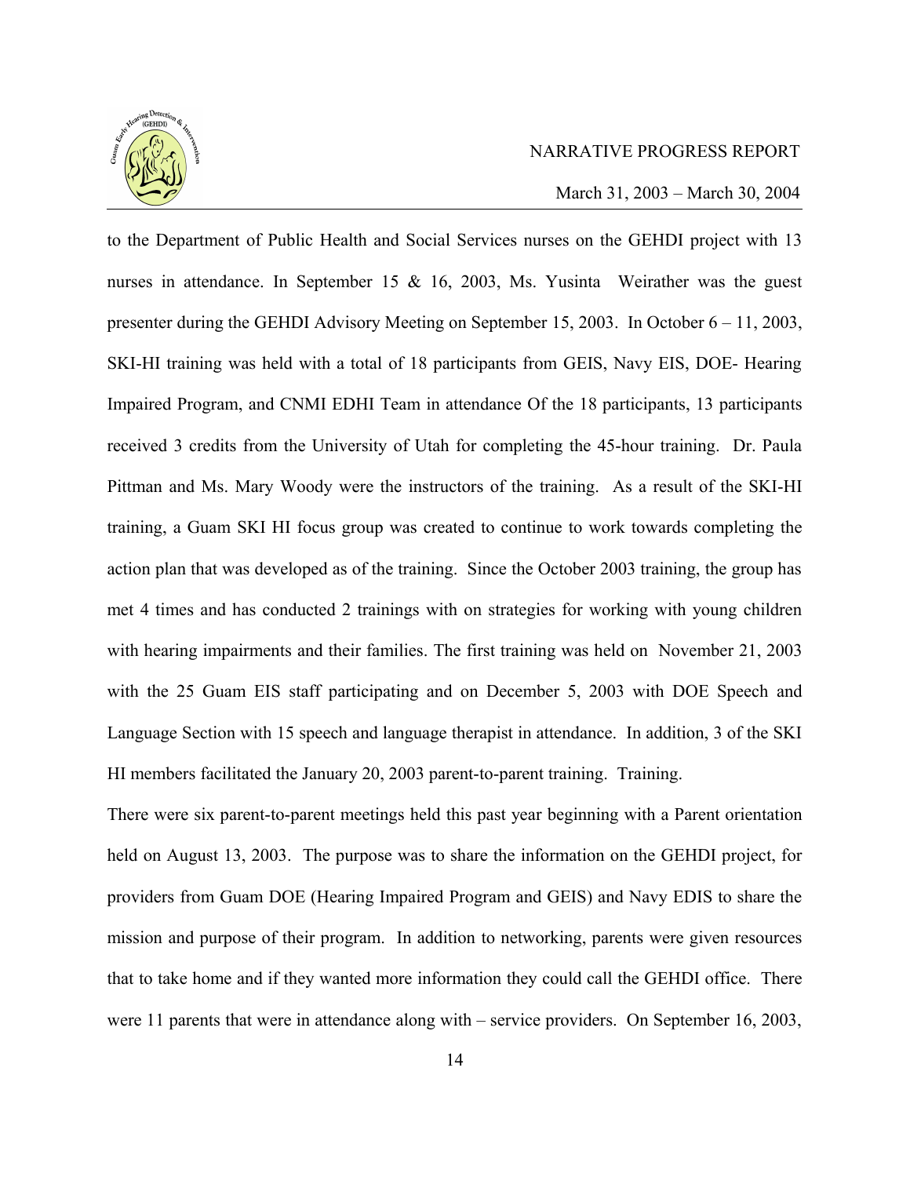to the Department of Public Health and Social Services nurses on the GEHDI project with 13 nurses in attendance. In September 15 & 16, 2003, Ms. Yusinta Weirather was the guest presenter during the GEHDI Advisory Meeting on September 15, 2003. In October 6 – 11, 2003, SKI-HI training was held with a total of 18 participants from GEIS, Navy EIS, DOE- Hearing Impaired Program, and CNMI EDHI Team in attendance Of the 18 participants, 13 participants received 3 credits from the University of Utah for completing the 45-hour training. Dr. Paula Pittman and Ms. Mary Woody were the instructors of the training. As a result of the SKI-HI training, a Guam SKI HI focus group was created to continue to work towards completing the action plan that was developed as of the training. Since the October 2003 training, the group has met 4 times and has conducted 2 trainings with on strategies for working with young children with hearing impairments and their families. The first training was held on November 21, 2003 with the 25 Guam EIS staff participating and on December 5, 2003 with DOE Speech and Language Section with 15 speech and language therapist in attendance. In addition, 3 of the SKI HI members facilitated the January 20, 2003 parent-to-parent training. Training.

There were six parent-to-parent meetings held this past year beginning with a Parent orientation held on August 13, 2003. The purpose was to share the information on the GEHDI project, for providers from Guam DOE (Hearing Impaired Program and GEIS) and Navy EDIS to share the mission and purpose of their program. In addition to networking, parents were given resources that to take home and if they wanted more information they could call the GEHDI office. There were 11 parents that were in attendance along with – service providers. On September 16, 2003,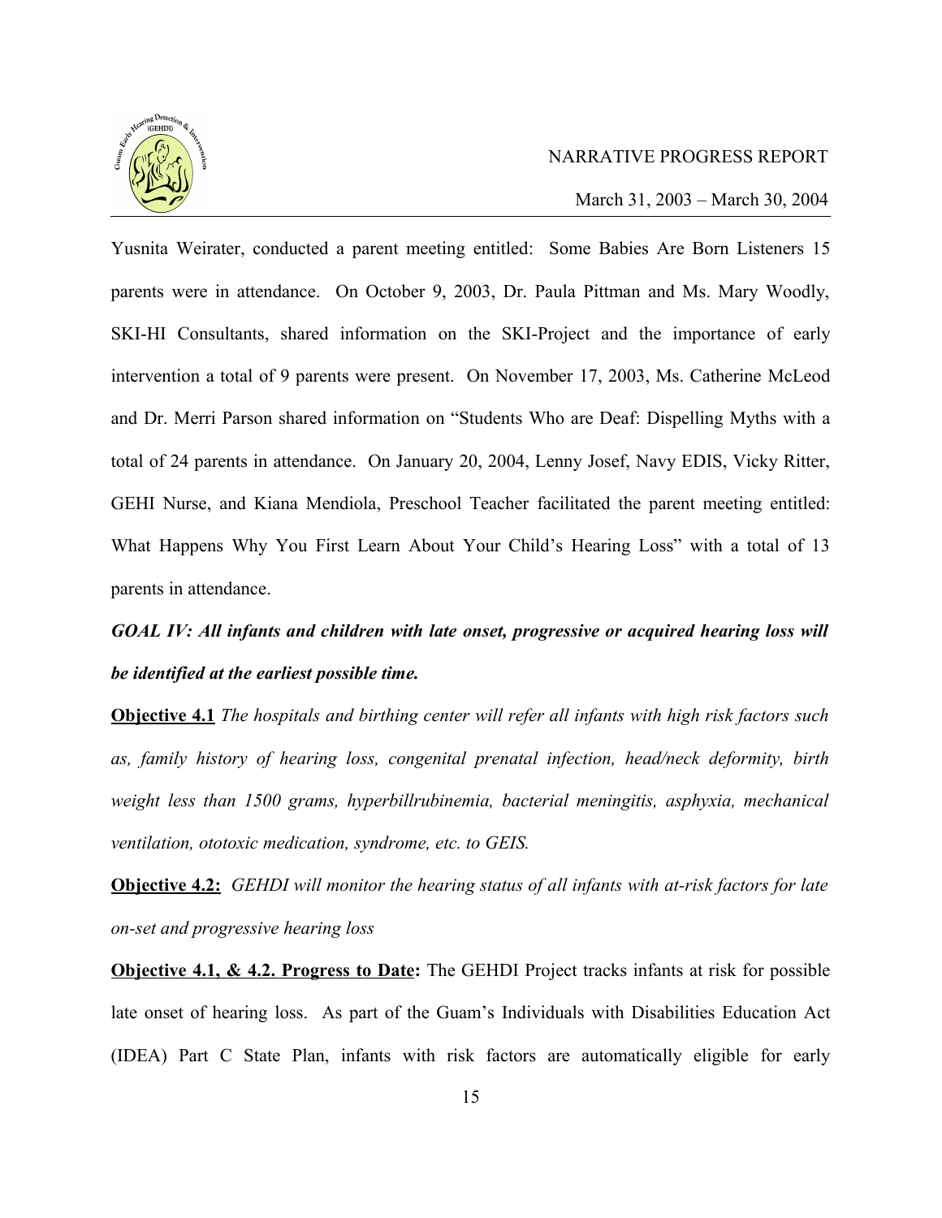Yusnita Weirater, conducted a parent meeting entitled: Some Babies Are Born Listeners 15 parents were in attendance. On October 9, 2003, Dr. Paula Pittman and Ms. Mary Woodly, SKI-HI Consultants, shared information on the SKI-Project and the importance of early intervention a total of 9 parents were present. On November 17, 2003, Ms. Catherine McLeod and Dr. Merri Parson shared information on "Students Who are Deaf: Dispelling Myths with a total of 24 parents in attendance. On January 20, 2004, Lenny Josef, Navy EDIS, Vicky Ritter, GEHI Nurse, and Kiana Mendiola, Preschool Teacher facilitated the parent meeting entitled: What Happens Why You First Learn About Your Child's Hearing Loss" with a total of 13 parents in attendance.

***GOAL IV: All infants and children with late onset, progressive or acquired hearing loss will be identified at the earliest possible time.***

**Objective 4.1** *The hospitals and birthing center will refer all infants with high risk factors such as, family history of hearing loss, congenital prenatal infection, head/neck deformity, birth weight less than 1500 grams, hyperbillrubinemia, bacterial meningitis, asphyxia, mechanical ventilation, ototoxic medication, syndrome, etc. to GEIS.*

**Objective 4.2:** *GEHDI will monitor the hearing status of all infants with at-risk factors for late on-set and progressive hearing loss*

**Objective 4.1, & 4.2. Progress to Date:** The GEHDI Project tracks infants at risk for possible late onset of hearing loss. As part of the Guam's Individuals with Disabilities Education Act (IDEA) Part C State Plan, infants with risk factors are automatically eligible for early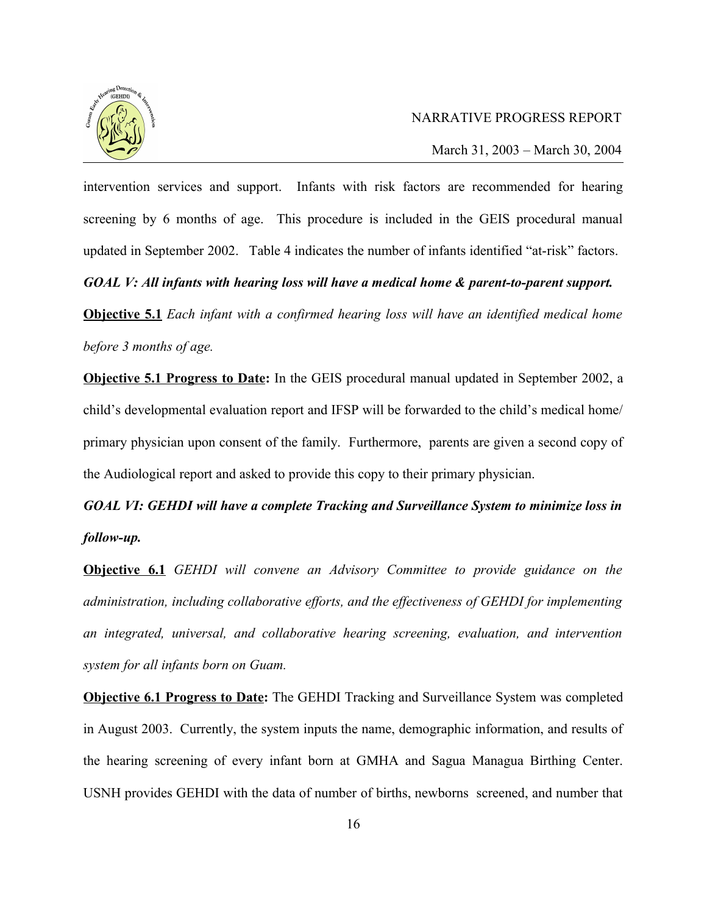intervention services and support. Infants with risk factors are recommended for hearing screening by 6 months of age. This procedure is included in the GEIS procedural manual updated in September 2002. Table 4 indicates the number of infants identified "at-risk" factors.

***GOAL V: All infants with hearing loss will have a medical home & parent-to-parent support.***

**Objective 5.1** *Each infant with a confirmed hearing loss will have an identified medical home before 3 months of age.*

**Objective 5.1 Progress to Date:** In the GEIS procedural manual updated in September 2002, a child's developmental evaluation report and IFSP will be forwarded to the child's medical home/ primary physician upon consent of the family. Furthermore, parents are given a second copy of the Audiological report and asked to provide this copy to their primary physician.

***GOAL VI: GEHDI will have a complete Tracking and Surveillance System to minimize loss in follow-up.***

**Objective 6.1** *GEHDI will convene an Advisory Committee to provide guidance on the administration, including collaborative efforts, and the effectiveness of GEHDI for implementing an integrated, universal, and collaborative hearing screening, evaluation, and intervention system for all infants born on Guam.*

**Objective 6.1 Progress to Date:** The GEHDI Tracking and Surveillance System was completed in August 2003. Currently, the system inputs the name, demographic information, and results of the hearing screening of every infant born at GMHA and Sagua Managua Birthing Center. USNH provides GEHDI with the data of number of births, newborns screened, and number that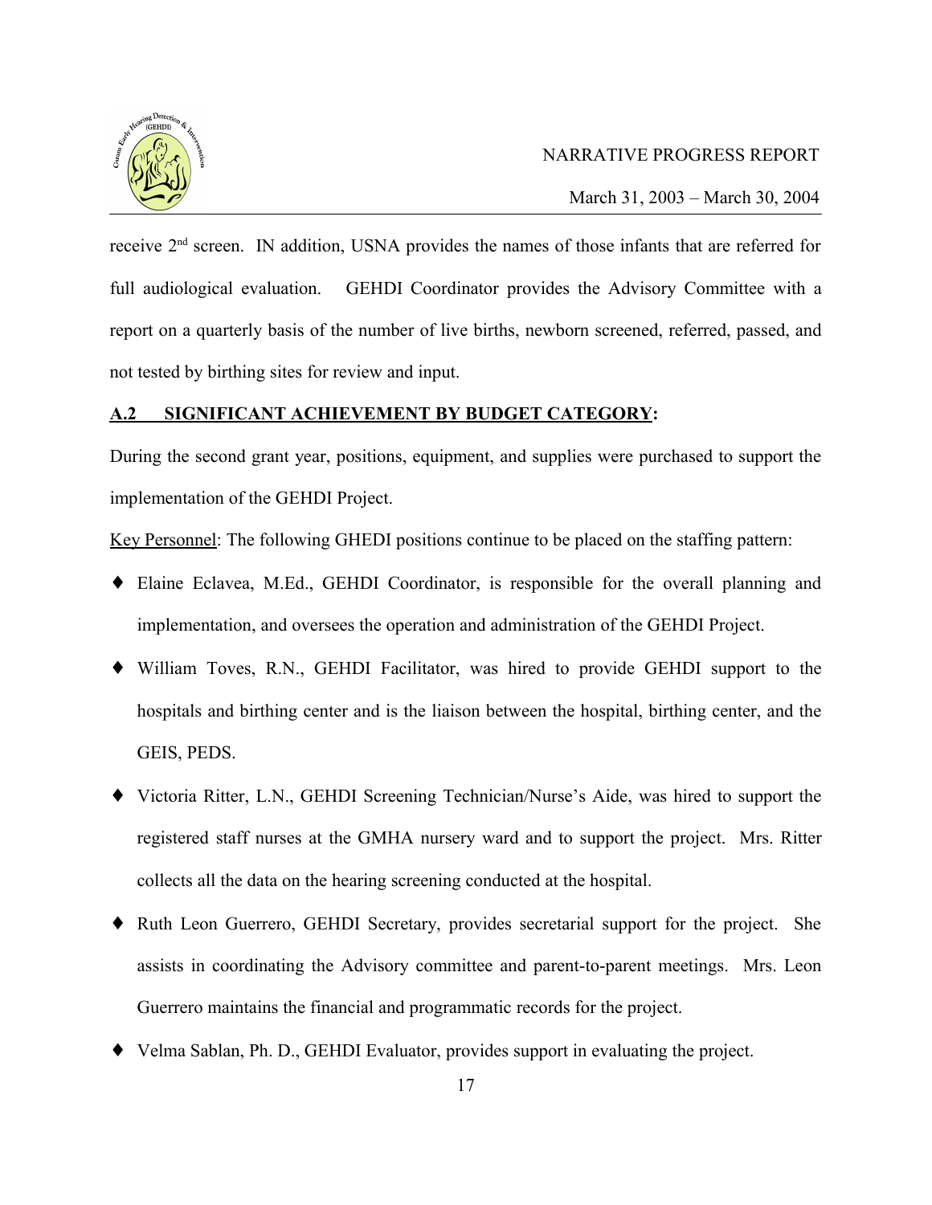receive 2nd screen. IN addition, USNA provides the names of those infants that are referred for full audiological evaluation. GEHDI Coordinator provides the Advisory Committee with a report on a quarterly basis of the number of live births, newborn screened, referred, passed, and not tested by birthing sites for review and input.

## A.2 SIGNIFICANT ACHIEVEMENT BY BUDGET CATEGORY:

During the second grant year, positions, equipment, and supplies were purchased to support the implementation of the GEHDI Project.

Key Personnel: The following GHEDI positions continue to be placed on the staffing pattern:

- Elaine Eclavea, M.Ed., GEHDI Coordinator, is responsible for the overall planning and implementation, and oversees the operation and administration of the GEHDI Project.
- William Toves, R.N., GEHDI Facilitator, was hired to provide GEHDI support to the hospitals and birthing center and is the liaison between the hospital, birthing center, and the GEIS, PEDS.
- Victoria Ritter, L.N., GEHDI Screening Technician/Nurse's Aide, was hired to support the registered staff nurses at the GMHA nursery ward and to support the project. Mrs. Ritter collects all the data on the hearing screening conducted at the hospital.
- Ruth Leon Guerrero, GEHDI Secretary, provides secretarial support for the project. She assists in coordinating the Advisory committee and parent-to-parent meetings. Mrs. Leon Guerrero maintains the financial and programmatic records for the project.
- Velma Sablan, Ph. D., GEHDI Evaluator, provides support in evaluating the project.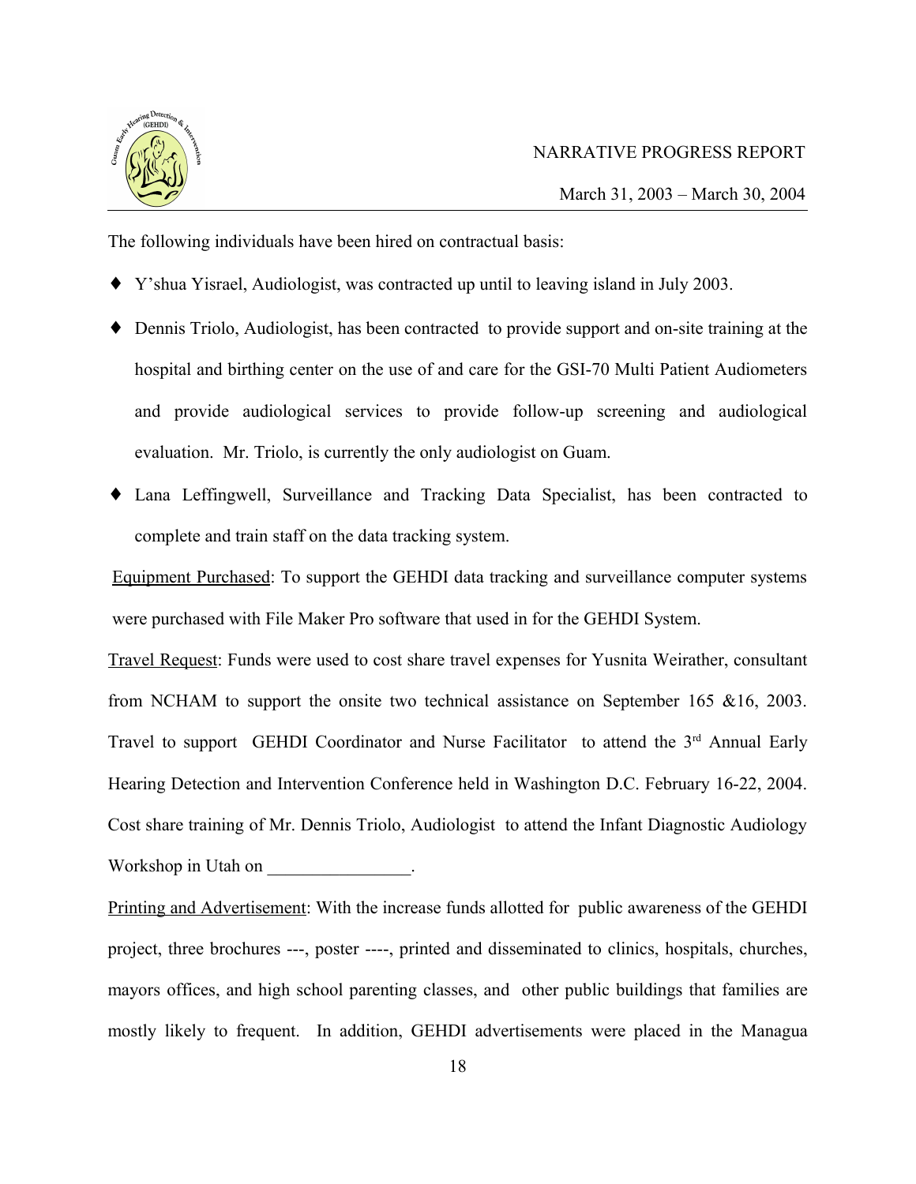The following individuals have been hired on contractual basis:

- Y'shua Yisrael, Audiologist, was contracted up until to leaving island in July 2003.
- Dennis Triolo, Audiologist, has been contracted to provide support and on-site training at the hospital and birthing center on the use of and care for the GSI-70 Multi Patient Audiometers and provide audiological services to provide follow-up screening and audiological evaluation. Mr. Triolo, is currently the only audiologist on Guam.
- Lana Leffingwell, Surveillance and Tracking Data Specialist, has been contracted to complete and train staff on the data tracking system.

<u>Equipment Purchased</u>: To support the GEHDI data tracking and surveillance computer systems were purchased with File Maker Pro software that used in for the GEHDI System.

<u>Travel Request</u>: Funds were used to cost share travel expenses for Yusnita Weirather, consultant from NCHAM to support the onsite two technical assistance on September 165 &16, 2003. Travel to support GEHDI Coordinator and Nurse Facilitator to attend the 3rd Annual Early Hearing Detection and Intervention Conference held in Washington D.C. February 16-22, 2004. Cost share training of Mr. Dennis Triolo, Audiologist to attend the Infant Diagnostic Audiology Workshop in Utah on ________________.

<u>Printing and Advertisement</u>: With the increase funds allotted for public awareness of the GEHDI project, three brochures ---, poster ----, printed and disseminated to clinics, hospitals, churches, mayors offices, and high school parenting classes, and other public buildings that families are mostly likely to frequent. In addition, GEHDI advertisements were placed in the Managua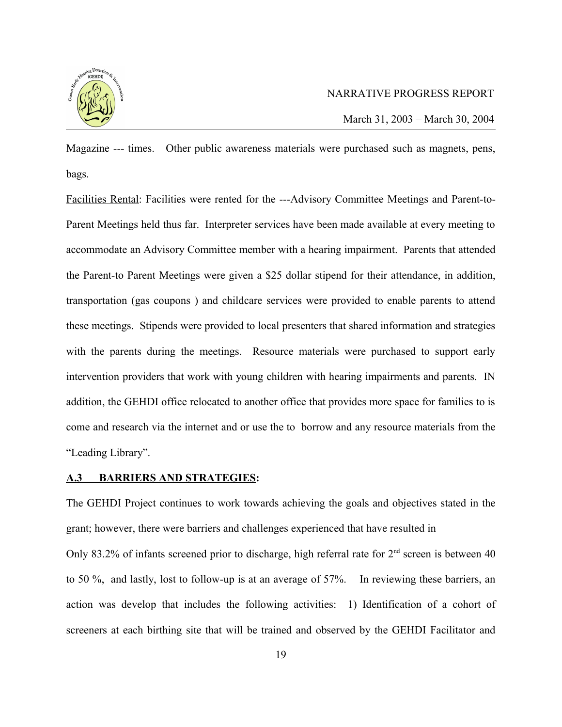Magazine --- times. Other public awareness materials were purchased such as magnets, pens, bags.

Facilities Rental: Facilities were rented for the ---Advisory Committee Meetings and Parent-to-Parent Meetings held thus far. Interpreter services have been made available at every meeting to accommodate an Advisory Committee member with a hearing impairment. Parents that attended the Parent-to Parent Meetings were given a $25 dollar stipend for their attendance, in addition, transportation (gas coupons ) and childcare services were provided to enable parents to attend these meetings. Stipends were provided to local presenters that shared information and strategies with the parents during the meetings. Resource materials were purchased to support early intervention providers that work with young children with hearing impairments and parents. IN addition, the GEHDI office relocated to another office that provides more space for families to is come and research via the internet and or use the to borrow and any resource materials from the "Leading Library".

### **A.3 BARRIERS AND STRATEGIES:**

The GEHDI Project continues to work towards achieving the goals and objectives stated in the grant; however, there were barriers and challenges experienced that have resulted in

Only 83.2% of infants screened prior to discharge, high referral rate for 2nd screen is between 40 to 50 %, and lastly, lost to follow-up is at an average of 57%. In reviewing these barriers, an action was develop that includes the following activities: 1) Identification of a cohort of screeners at each birthing site that will be trained and observed by the GEHDI Facilitator and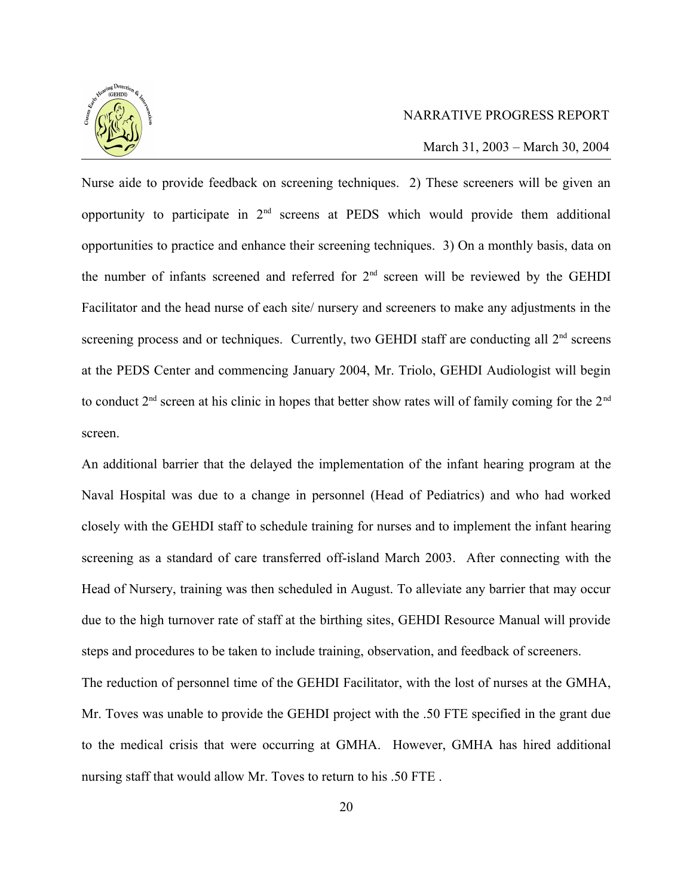Nurse aide to provide feedback on screening techniques. 2) These screeners will be given an opportunity to participate in 2nd screens at PEDS which would provide them additional opportunities to practice and enhance their screening techniques. 3) On a monthly basis, data on the number of infants screened and referred for 2nd screen will be reviewed by the GEHDI Facilitator and the head nurse of each site/ nursery and screeners to make any adjustments in the screening process and or techniques. Currently, two GEHDI staff are conducting all 2nd screens at the PEDS Center and commencing January 2004, Mr. Triolo, GEHDI Audiologist will begin to conduct 2nd screen at his clinic in hopes that better show rates will of family coming for the 2nd screen.

An additional barrier that the delayed the implementation of the infant hearing program at the Naval Hospital was due to a change in personnel (Head of Pediatrics) and who had worked closely with the GEHDI staff to schedule training for nurses and to implement the infant hearing screening as a standard of care transferred off-island March 2003. After connecting with the Head of Nursery, training was then scheduled in August. To alleviate any barrier that may occur due to the high turnover rate of staff at the birthing sites, GEHDI Resource Manual will provide steps and procedures to be taken to include training, observation, and feedback of screeners.

The reduction of personnel time of the GEHDI Facilitator, with the lost of nurses at the GMHA, Mr. Toves was unable to provide the GEHDI project with the .50 FTE specified in the grant due to the medical crisis that were occurring at GMHA. However, GMHA has hired additional nursing staff that would allow Mr. Toves to return to his .50 FTE .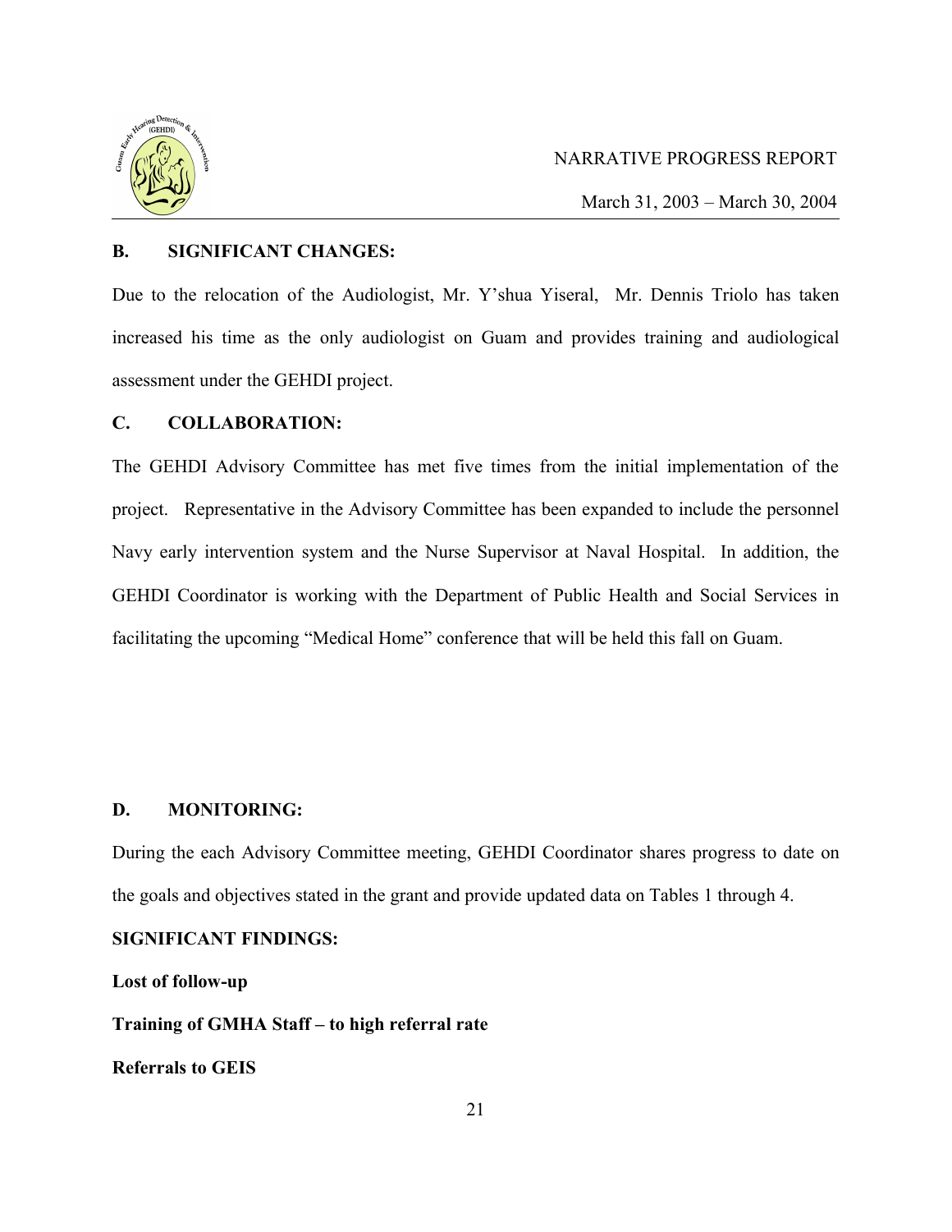## B. SIGNIFICANT CHANGES:

Due to the relocation of the Audiologist, Mr. Y'shua Yiseral, Mr. Dennis Triolo has taken increased his time as the only audiologist on Guam and provides training and audiological assessment under the GEHDI project.

## C. COLLABORATION:

The GEHDI Advisory Committee has met five times from the initial implementation of the project. Representative in the Advisory Committee has been expanded to include the personnel Navy early intervention system and the Nurse Supervisor at Naval Hospital. In addition, the GEHDI Coordinator is working with the Department of Public Health and Social Services in facilitating the upcoming "Medical Home" conference that will be held this fall on Guam.

## D. MONITORING:

During the each Advisory Committee meeting, GEHDI Coordinator shares progress to date on the goals and objectives stated in the grant and provide updated data on Tables 1 through 4.

**SIGNIFICANT FINDINGS:**

**Lost of follow-up**

**Training of GMHA Staff – to high referral rate**

**Referrals to GEIS**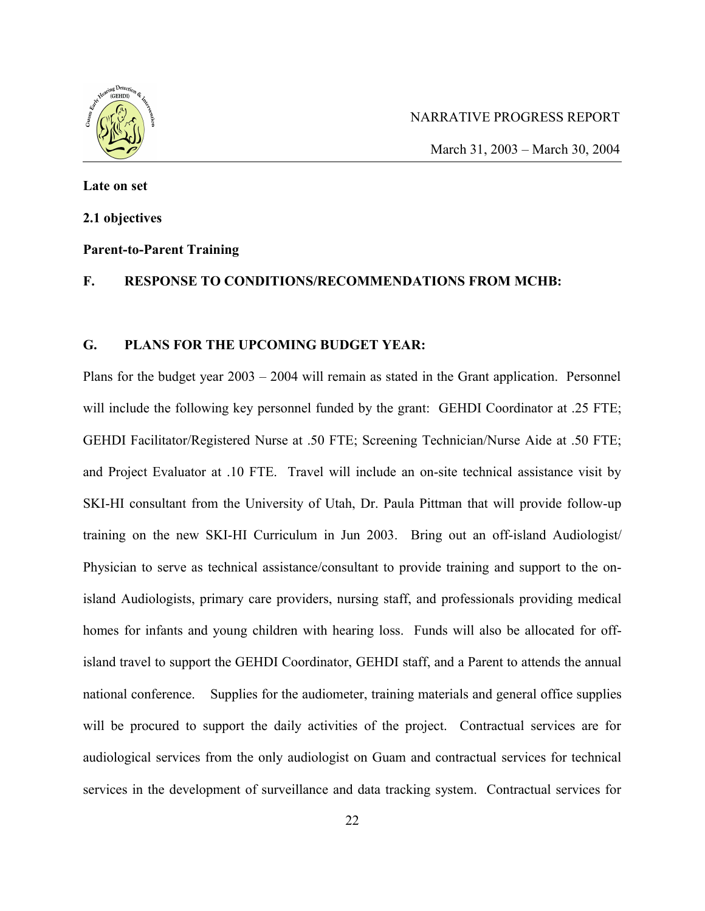**Late on set**

**2.1 objectives**

**Parent-to-Parent Training**

## F. RESPONSE TO CONDITIONS/RECOMMENDATIONS FROM MCHB:

## G. PLANS FOR THE UPCOMING BUDGET YEAR:

Plans for the budget year 2003 – 2004 will remain as stated in the Grant application. Personnel will include the following key personnel funded by the grant: GEHDI Coordinator at .25 FTE; GEHDI Facilitator/Registered Nurse at .50 FTE; Screening Technician/Nurse Aide at .50 FTE; and Project Evaluator at .10 FTE. Travel will include an on-site technical assistance visit by SKI-HI consultant from the University of Utah, Dr. Paula Pittman that will provide follow-up training on the new SKI-HI Curriculum in Jun 2003. Bring out an off-island Audiologist/ Physician to serve as technical assistance/consultant to provide training and support to the on-island Audiologists, primary care providers, nursing staff, and professionals providing medical homes for infants and young children with hearing loss. Funds will also be allocated for off-island travel to support the GEHDI Coordinator, GEHDI staff, and a Parent to attends the annual national conference. Supplies for the audiometer, training materials and general office supplies will be procured to support the daily activities of the project. Contractual services are for audiological services from the only audiologist on Guam and contractual services for technical services in the development of surveillance and data tracking system. Contractual services for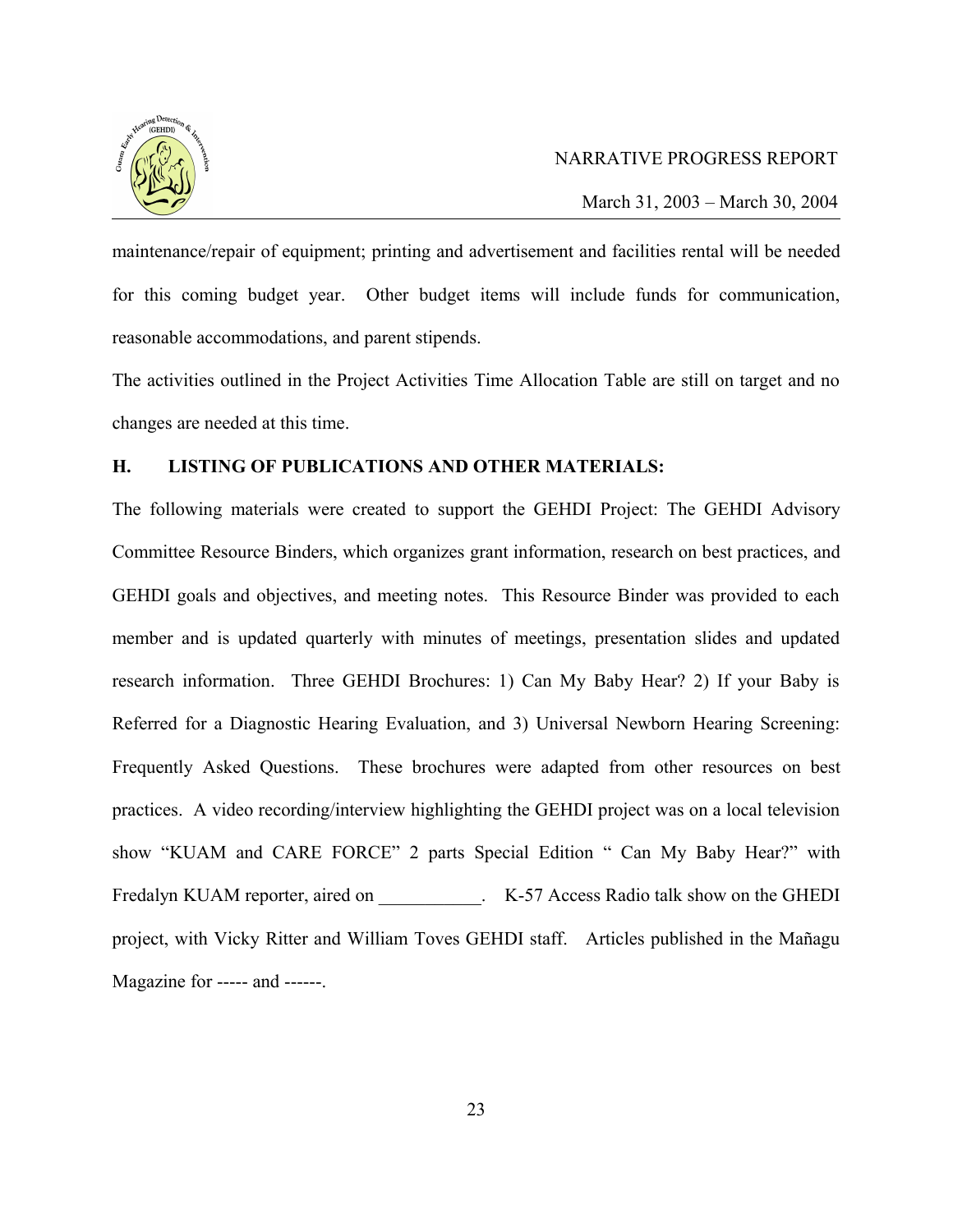maintenance/repair of equipment; printing and advertisement and facilities rental will be needed for this coming budget year. Other budget items will include funds for communication, reasonable accommodations, and parent stipends.

The activities outlined in the Project Activities Time Allocation Table are still on target and no changes are needed at this time.

### H. LISTING OF PUBLICATIONS AND OTHER MATERIALS:

The following materials were created to support the GEHDI Project: The GEHDI Advisory Committee Resource Binders, which organizes grant information, research on best practices, and GEHDI goals and objectives, and meeting notes. This Resource Binder was provided to each member and is updated quarterly with minutes of meetings, presentation slides and updated research information. Three GEHDI Brochures: 1) Can My Baby Hear? 2) If your Baby is Referred for a Diagnostic Hearing Evaluation, and 3) Universal Newborn Hearing Screening: Frequently Asked Questions. These brochures were adapted from other resources on best practices. A video recording/interview highlighting the GEHDI project was on a local television show "KUAM and CARE FORCE" 2 parts Special Edition " Can My Baby Hear?" with Fredalyn KUAM reporter, aired on ___________. K-57 Access Radio talk show on the GHEDI project, with Vicky Ritter and William Toves GEHDI staff. Articles published in the Mañagu Magazine for ----- and ------.